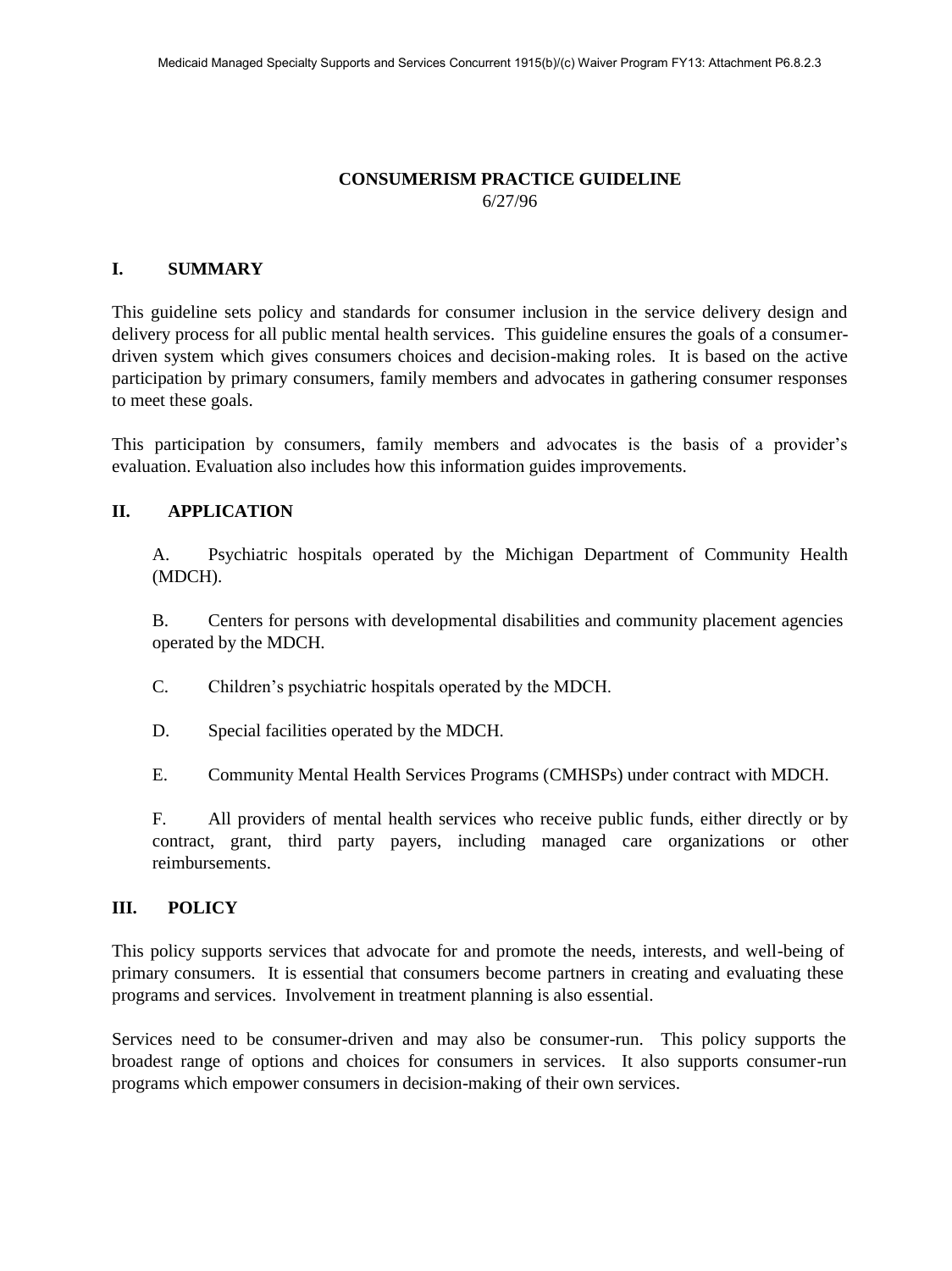# CONSUMERISM PRACTICE GUIDELINE

6/27/96

## I. SUMMARY

This guideline sets policy and standards for consumer inclusion in the service delivery design and delivery process for all public mental health services. This guideline ensures the goals of a consumer-driven system which gives consumers choices and decision-making roles. It is based on the active participation by primary consumers, family members and advocates in gathering consumer responses to meet these goals.

This participation by consumers, family members and advocates is the basis of a provider's evaluation. Evaluation also includes how this information guides improvements.

## II. APPLICATION

A. Psychiatric hospitals operated by the Michigan Department of Community Health (MDCH).

B. Centers for persons with developmental disabilities and community placement agencies operated by the MDCH.

C. Children's psychiatric hospitals operated by the MDCH.

D. Special facilities operated by the MDCH.

E. Community Mental Health Services Programs (CMHSPs) under contract with MDCH.

F. All providers of mental health services who receive public funds, either directly or by contract, grant, third party payers, including managed care organizations or other reimbursements.

## III. POLICY

This policy supports services that advocate for and promote the needs, interests, and well-being of primary consumers. It is essential that consumers become partners in creating and evaluating these programs and services. Involvement in treatment planning is also essential.

Services need to be consumer-driven and may also be consumer-run. This policy supports the broadest range of options and choices for consumers in services. It also supports consumer-run programs which empower consumers in decision-making of their own services.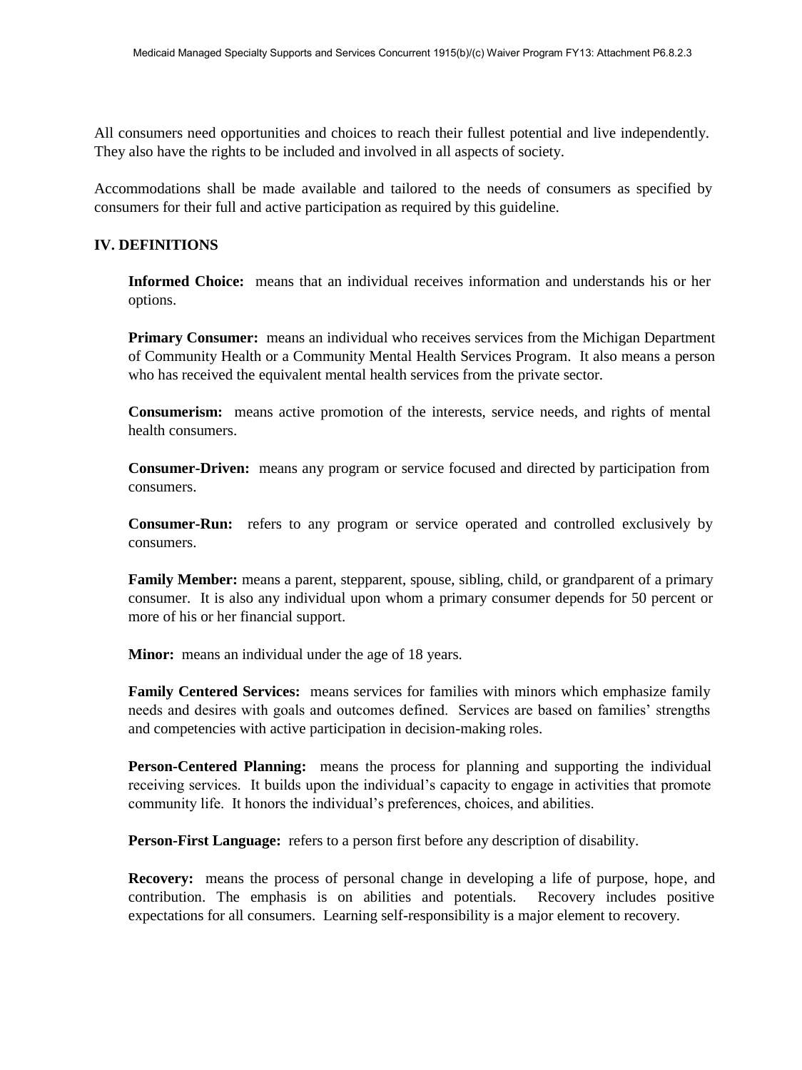All consumers need opportunities and choices to reach their fullest potential and live independently. They also have the rights to be included and involved in all aspects of society.

Accommodations shall be made available and tailored to the needs of consumers as specified by consumers for their full and active participation as required by this guideline.

## IV. DEFINITIONS

**Informed Choice:** means that an individual receives information and understands his or her options.

**Primary Consumer:** means an individual who receives services from the Michigan Department of Community Health or a Community Mental Health Services Program. It also means a person who has received the equivalent mental health services from the private sector.

**Consumerism:** means active promotion of the interests, service needs, and rights of mental health consumers.

**Consumer-Driven:** means any program or service focused and directed by participation from consumers.

**Consumer-Run:** refers to any program or service operated and controlled exclusively by consumers.

**Family Member:** means a parent, stepparent, spouse, sibling, child, or grandparent of a primary consumer. It is also any individual upon whom a primary consumer depends for 50 percent or more of his or her financial support.

**Minor:** means an individual under the age of 18 years.

**Family Centered Services:** means services for families with minors which emphasize family needs and desires with goals and outcomes defined. Services are based on families' strengths and competencies with active participation in decision-making roles.

**Person-Centered Planning:** means the process for planning and supporting the individual receiving services. It builds upon the individual's capacity to engage in activities that promote community life. It honors the individual's preferences, choices, and abilities.

**Person-First Language:** refers to a person first before any description of disability.

**Recovery:** means the process of personal change in developing a life of purpose, hope, and contribution. The emphasis is on abilities and potentials. Recovery includes positive expectations for all consumers. Learning self-responsibility is a major element to recovery.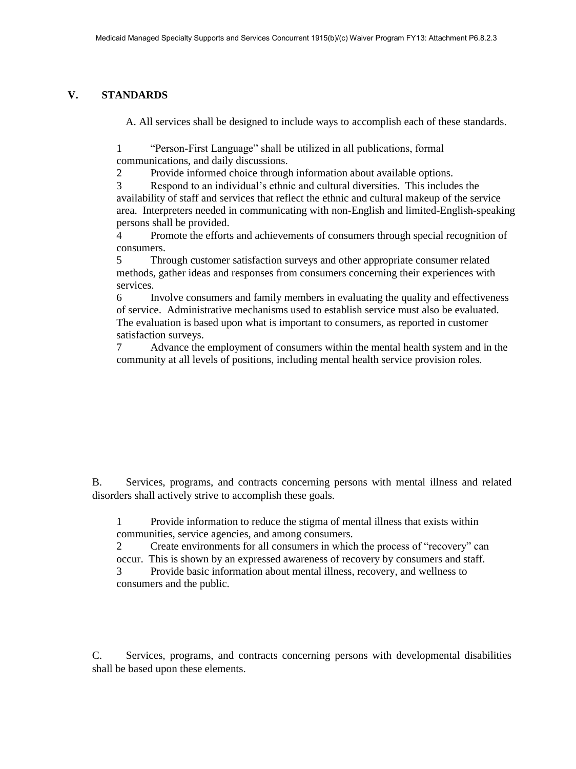## V. STANDARDS

A. All services shall be designed to include ways to accomplish each of these standards.

1. "Person-First Language" shall be utilized in all publications, formal communications, and daily discussions.
2. Provide informed choice through information about available options.
3. Respond to an individual's ethnic and cultural diversities. This includes the availability of staff and services that reflect the ethnic and cultural makeup of the service area. Interpreters needed in communicating with non-English and limited-English-speaking persons shall be provided.
4. Promote the efforts and achievements of consumers through special recognition of consumers.
5. Through customer satisfaction surveys and other appropriate consumer related methods, gather ideas and responses from consumers concerning their experiences with services.
6. Involve consumers and family members in evaluating the quality and effectiveness of service. Administrative mechanisms used to establish service must also be evaluated. The evaluation is based upon what is important to consumers, as reported in customer satisfaction surveys.
7. Advance the employment of consumers within the mental health system and in the community at all levels of positions, including mental health service provision roles.

B. Services, programs, and contracts concerning persons with mental illness and related disorders shall actively strive to accomplish these goals.

1. Provide information to reduce the stigma of mental illness that exists within communities, service agencies, and among consumers.
2. Create environments for all consumers in which the process of "recovery" can occur. This is shown by an expressed awareness of recovery by consumers and staff.
3. Provide basic information about mental illness, recovery, and wellness to consumers and the public.

C. Services, programs, and contracts concerning persons with developmental disabilities shall be based upon these elements.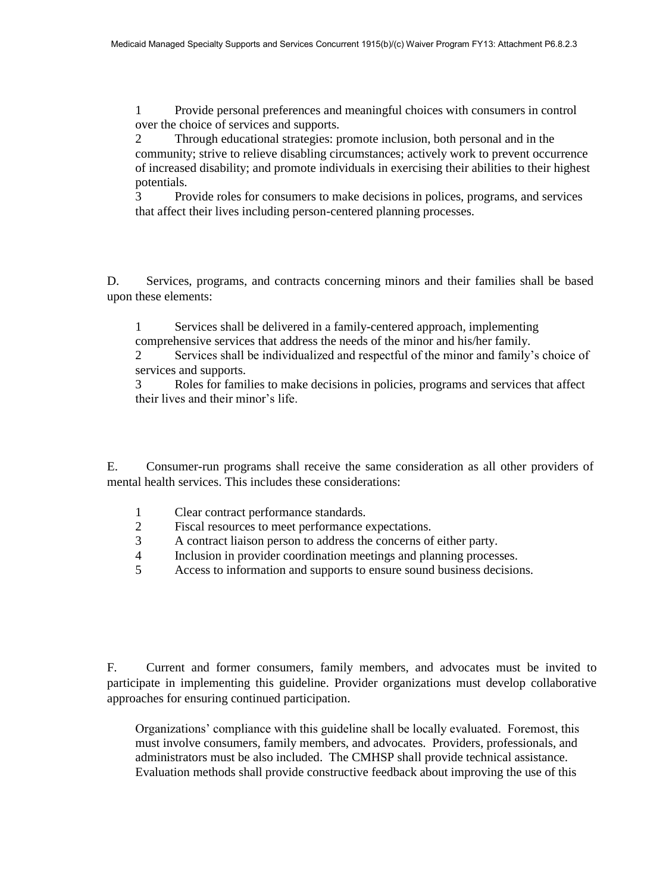1 Provide personal preferences and meaningful choices with consumers in control over the choice of services and supports.

2 Through educational strategies: promote inclusion, both personal and in the community; strive to relieve disabling circumstances; actively work to prevent occurrence of increased disability; and promote individuals in exercising their abilities to their highest potentials.

3 Provide roles for consumers to make decisions in polices, programs, and services that affect their lives including person-centered planning processes.

D. Services, programs, and contracts concerning minors and their families shall be based upon these elements:

1 Services shall be delivered in a family-centered approach, implementing comprehensive services that address the needs of the minor and his/her family.

2 Services shall be individualized and respectful of the minor and family's choice of services and supports.

3 Roles for families to make decisions in policies, programs and services that affect their lives and their minor's life.

E. Consumer-run programs shall receive the same consideration as all other providers of mental health services. This includes these considerations:

1 Clear contract performance standards.

2 Fiscal resources to meet performance expectations.

3 A contract liaison person to address the concerns of either party.

4 Inclusion in provider coordination meetings and planning processes.

5 Access to information and supports to ensure sound business decisions.

F. Current and former consumers, family members, and advocates must be invited to participate in implementing this guideline. Provider organizations must develop collaborative approaches for ensuring continued participation.

Organizations' compliance with this guideline shall be locally evaluated. Foremost, this must involve consumers, family members, and advocates. Providers, professionals, and administrators must be also included. The CMHSP shall provide technical assistance. Evaluation methods shall provide constructive feedback about improving the use of this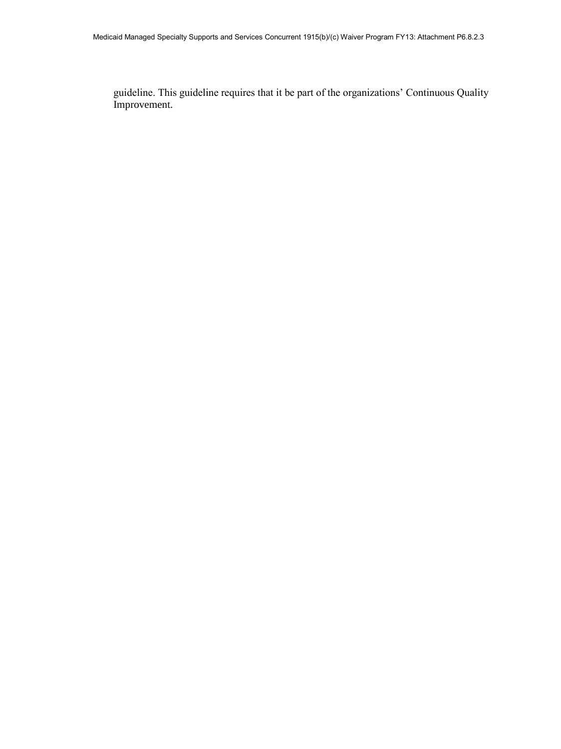guideline. This guideline requires that it be part of the organizations' Continuous Quality Improvement.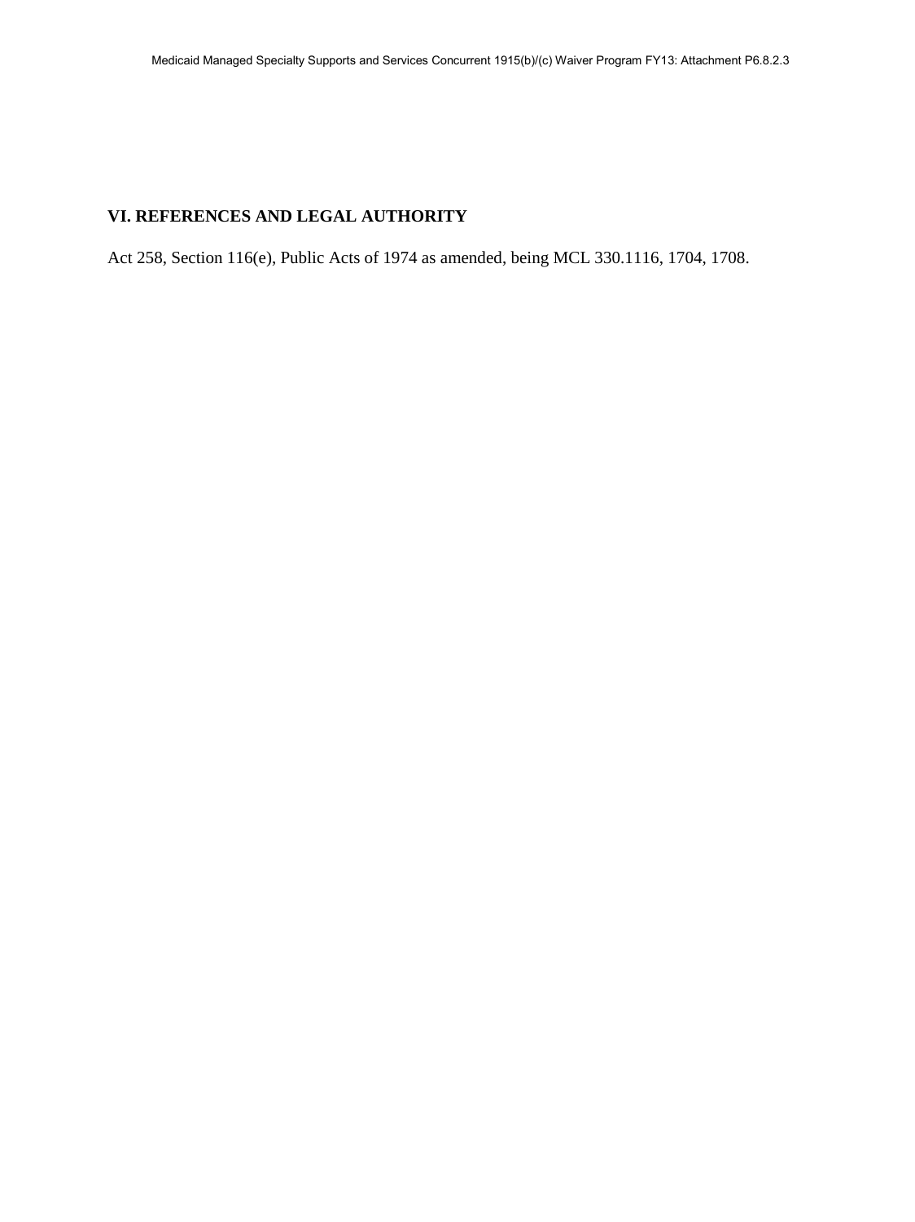## VI. REFERENCES AND LEGAL AUTHORITY

Act 258, Section 116(e), Public Acts of 1974 as amended, being MCL 330.1116, 1704, 1708.